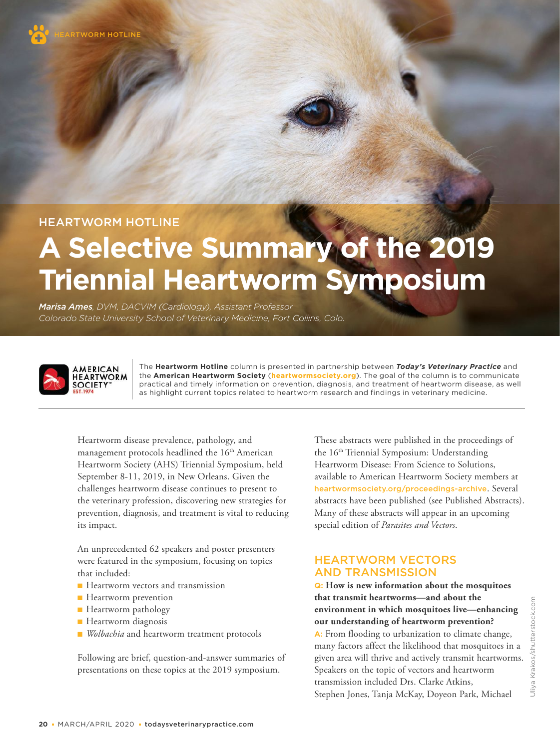HEARTWORM HOTLINE

# A Selective Summary of the 2019 Triennial Heartworm Symposium

***Marisa Ames**, DVM, DACVIM (Cardiology), Assistant Professor*
*Colorado State University School of Veterinary Medicine, Fort Collins, Colo.*

The **Heartworm Hotline** column is presented in partnership between ***Today's Veterinary Practice*** and the **American Heartworm Society** (**heartwormsociety.org**). The goal of the column is to communicate practical and timely information on prevention, diagnosis, and treatment of heartworm disease, as well as highlight current topics related to heartworm research and findings in veterinary medicine.

Heartworm disease prevalence, pathology, and management protocols headlined the 16th American Heartworm Society (AHS) Triennial Symposium, held September 8-11, 2019, in New Orleans. Given the challenges heartworm disease continues to present to the veterinary profession, discovering new strategies for prevention, diagnosis, and treatment is vital to reducing its impact.

An unprecedented 62 speakers and poster presenters were featured in the symposium, focusing on topics that included:

- Heartworm vectors and transmission
- Heartworm prevention
- Heartworm pathology
- Heartworm diagnosis
- *Wolbachia* and heartworm treatment protocols

Following are brief, question-and-answer summaries of presentations on these topics at the 2019 symposium.

These abstracts were published in the proceedings of the 16th Triennial Symposium: Understanding Heartworm Disease: From Science to Solutions, available to American Heartworm Society members at heartwormsociety.org/proceedings-archive. Several abstracts have been published (see Published Abstracts). Many of these abstracts will appear in an upcoming special edition of *Parasites and Vectors*.

## HEARTWORM VECTORS AND TRANSMISSION

**Q: How is new information about the mosquitoes that transmit heartworms—and about the environment in which mosquitoes live—enhancing our understanding of heartworm prevention?**

**A:** From flooding to urbanization to climate change, many factors affect the likelihood that mosquitoes in a given area will thrive and actively transmit heartworms. Speakers on the topic of vectors and heartworm transmission included Drs. Clarke Atkins, Stephen Jones, Tanja McKay, Doyeon Park, Michael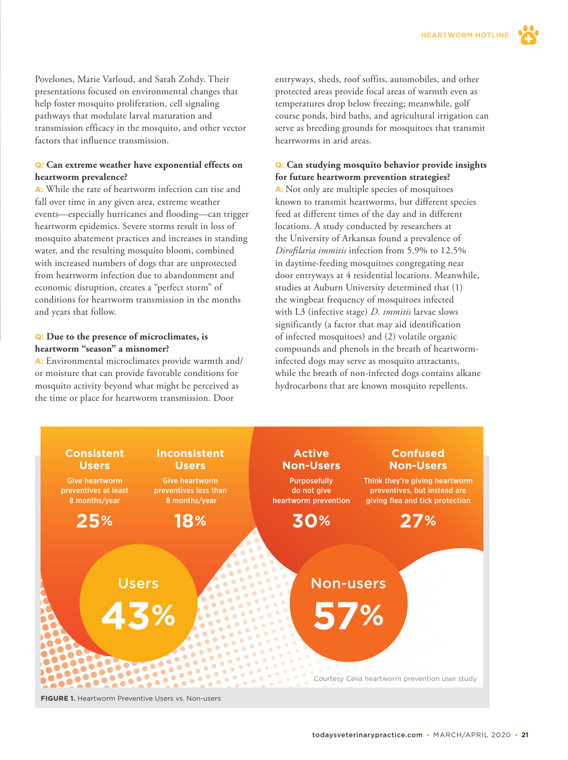Povelones, Marie Varloud, and Sarah Zohdy. Their presentations focused on environmental changes that help foster mosquito proliferation, cell signaling pathways that modulate larval maturation and transmission efficacy in the mosquito, and other vector factors that influence transmission.

**Q: Can extreme weather have exponential effects on heartworm prevalence?**

A: While the rate of heartworm infection can rise and fall over time in any given area, extreme weather events—especially hurricanes and flooding—can trigger heartworm epidemics. Severe storms result in loss of mosquito abatement practices and increases in standing water, and the resulting mosquito bloom, combined with increased numbers of dogs that are unprotected from heartworm infection due to abandonment and economic disruption, creates a "perfect storm" of conditions for heartworm transmission in the months and years that follow.

**Q: Due to the presence of microclimates, is heartworm "season" a misnomer?**

A: Environmental microclimates provide warmth and/or moisture that can provide favorable conditions for mosquito activity beyond what might be perceived as the time or place for heartworm transmission. Door entryways, sheds, roof soffits, automobiles, and other protected areas provide focal areas of warmth even as temperatures drop below freezing; meanwhile, golf course ponds, bird baths, and agricultural irrigation can serve as breeding grounds for mosquitoes that transmit heartworms in arid areas.

**Q: Can studying mosquito behavior provide insights for future heartworm prevention strategies?**

A: Not only are multiple species of mosquitoes known to transmit heartworms, but different species feed at different times of the day and in different locations. A study conducted by researchers at the University of Arkansas found a prevalence of *Dirofilaria immitis* infection from 5.9% to 12.5% in daytime-feeding mosquitoes congregating near door entryways at 4 residential locations. Meanwhile, studies at Auburn University determined that (1) the wingbeat frequency of mosquitoes infected with L3 (infective stage) *D. immitis* larvae slows significantly (a factor that may aid identification of infected mosquitoes) and (2) volatile organic compounds and phenols in the breath of heartworm-infected dogs may serve as mosquito attractants, while the breath of non-infected dogs contains alkane hydrocarbons that are known mosquito repellents.

| Users 43% | | Non-users 57% | |
|---|---|---|---|
| Consistent Users | Inconsistent Users | Active Non-Users | Confused Non-Users |
| Give heartworm preventives at least 8 months/year | Give heartworm preventives less than 8 months/year | Purposefully do not give heartworm prevention | Think they're giving heartworm preventives, but instead are giving flea and tick protection |
| 25% | 18% | 30% | 27% |

Courtesy Ceva heartworm prevention user study

**FIGURE 1.** Heartworm Preventive Users vs. Non-users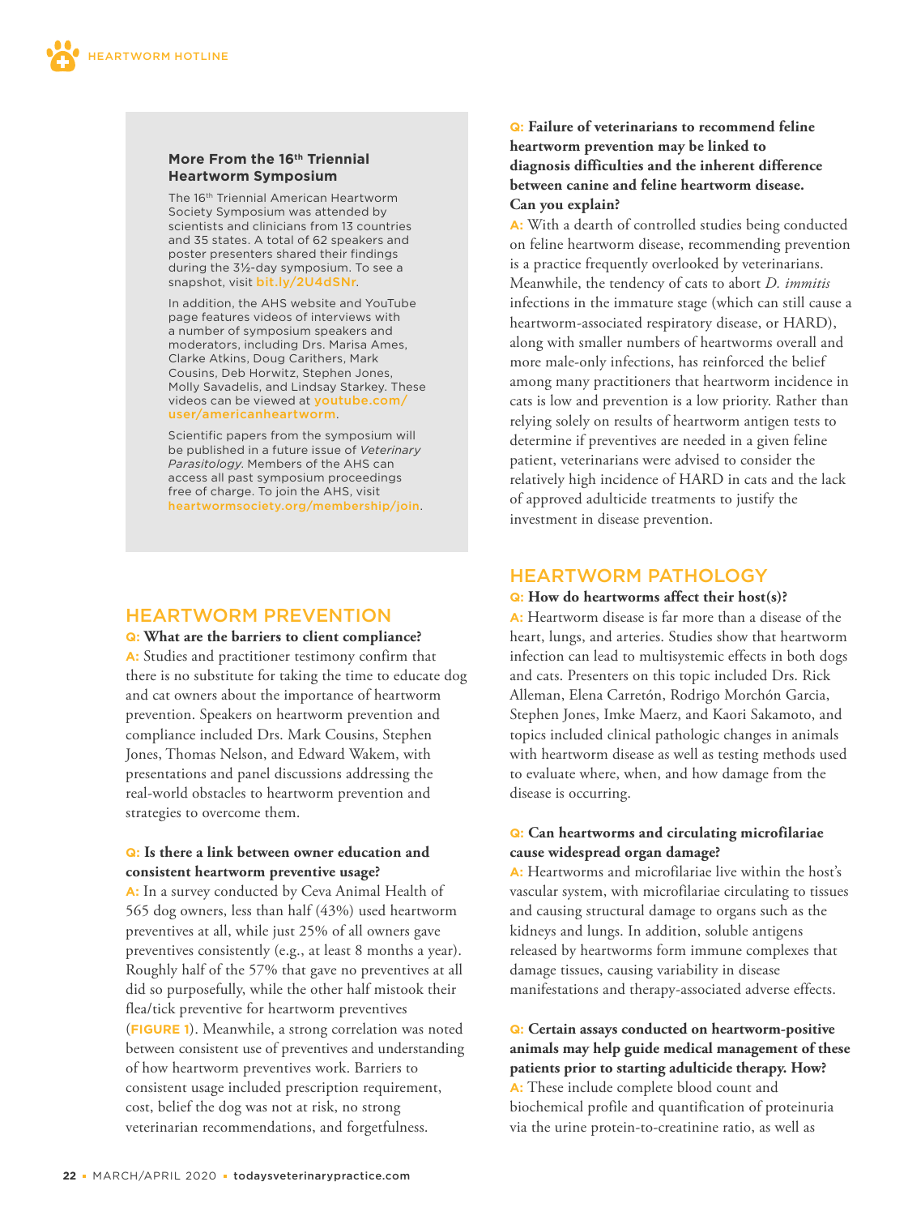### More From the 16th Triennial Heartworm Symposium

The 16th Triennial American Heartworm Society Symposium was attended by scientists and clinicians from 13 countries and 35 states. A total of 62 speakers and poster presenters shared their findings during the 3½-day symposium. To see a snapshot, visit bit.ly/2U4dSNr.

In addition, the AHS website and YouTube page features videos of interviews with a number of symposium speakers and moderators, including Drs. Marisa Ames, Clarke Atkins, Doug Carithers, Mark Cousins, Deb Horwitz, Stephen Jones, Molly Savadelis, and Lindsay Starkey. These videos can be viewed at youtube.com/user/americanheartworm.

Scientific papers from the symposium will be published in a future issue of *Veterinary Parasitology*. Members of the AHS can access all past symposium proceedings free of charge. To join the AHS, visit heartwormsociety.org/membership/join.

## HEARTWORM PREVENTION

**Q: What are the barriers to client compliance?**

A: Studies and practitioner testimony confirm that there is no substitute for taking the time to educate dog and cat owners about the importance of heartworm prevention. Speakers on heartworm prevention and compliance included Drs. Mark Cousins, Stephen Jones, Thomas Nelson, and Edward Wakem, with presentations and panel discussions addressing the real-world obstacles to heartworm prevention and strategies to overcome them.

**Q: Is there a link between owner education and consistent heartworm preventive usage?**

A: In a survey conducted by Ceva Animal Health of 565 dog owners, less than half (43%) used heartworm preventives at all, while just 25% of all owners gave preventives consistently (e.g., at least 8 months a year). Roughly half of the 57% that gave no preventives at all did so purposefully, while the other half mistook their flea/tick preventive for heartworm preventives (**FIGURE 1**). Meanwhile, a strong correlation was noted between consistent use of preventives and understanding of how heartworm preventives work. Barriers to consistent usage included prescription requirement, cost, belief the dog was not at risk, no strong veterinarian recommendations, and forgetfulness.

**Q: Failure of veterinarians to recommend feline heartworm prevention may be linked to diagnosis difficulties and the inherent difference between canine and feline heartworm disease. Can you explain?**

A: With a dearth of controlled studies being conducted on feline heartworm disease, recommending prevention is a practice frequently overlooked by veterinarians. Meanwhile, the tendency of cats to abort *D. immitis* infections in the immature stage (which can still cause a heartworm-associated respiratory disease, or HARD), along with smaller numbers of heartworms overall and more male-only infections, has reinforced the belief among many practitioners that heartworm incidence in cats is low and prevention is a low priority. Rather than relying solely on results of heartworm antigen tests to determine if preventives are needed in a given feline patient, veterinarians were advised to consider the relatively high incidence of HARD in cats and the lack of approved adulticide treatments to justify the investment in disease prevention.

## HEARTWORM PATHOLOGY

**Q: How do heartworms affect their host(s)?**

A: Heartworm disease is far more than a disease of the heart, lungs, and arteries. Studies show that heartworm infection can lead to multisystemic effects in both dogs and cats. Presenters on this topic included Drs. Rick Alleman, Elena Carretón, Rodrigo Morchón Garcia, Stephen Jones, Imke Maerz, and Kaori Sakamoto, and topics included clinical pathologic changes in animals with heartworm disease as well as testing methods used to evaluate where, when, and how damage from the disease is occurring.

**Q: Can heartworms and circulating microfilariae cause widespread organ damage?**

A: Heartworms and microfilariae live within the host's vascular system, with microfilariae circulating to tissues and causing structural damage to organs such as the kidneys and lungs. In addition, soluble antigens released by heartworms form immune complexes that damage tissues, causing variability in disease manifestations and therapy-associated adverse effects.

**Q: Certain assays conducted on heartworm-positive animals may help guide medical management of these patients prior to starting adulticide therapy. How?**

A: These include complete blood count and biochemical profile and quantification of proteinuria via the urine protein-to-creatinine ratio, as well as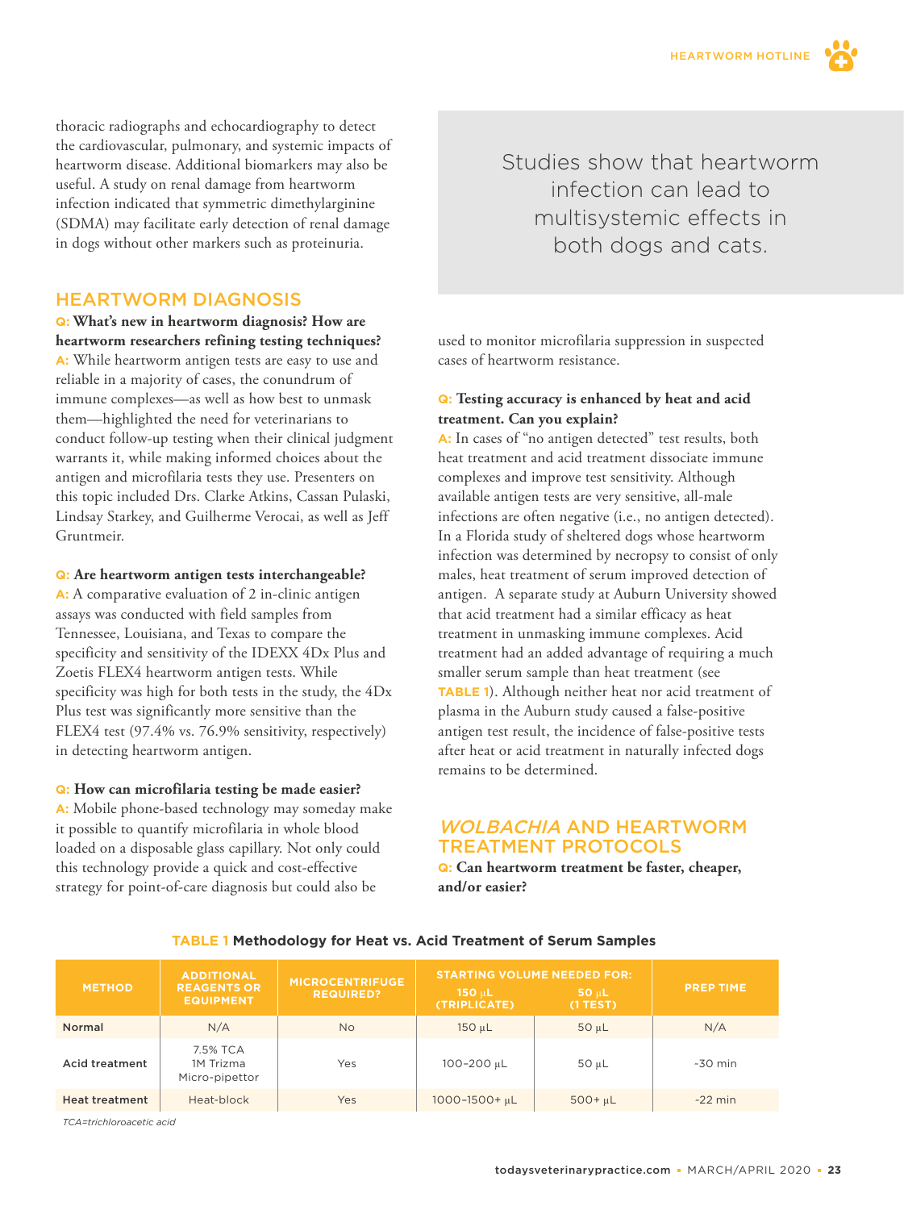thoracic radiographs and echocardiography to detect the cardiovascular, pulmonary, and systemic impacts of heartworm disease. Additional biomarkers may also be useful. A study on renal damage from heartworm infection indicated that symmetric dimethylarginine (SDMA) may facilitate early detection of renal damage in dogs without other markers such as proteinuria.

> Studies show that heartworm infection can lead to multisystemic effects in both dogs and cats.

## HEARTWORM DIAGNOSIS

**Q: What's new in heartworm diagnosis? How are heartworm researchers refining testing techniques?**
**A:** While heartworm antigen tests are easy to use and reliable in a majority of cases, the conundrum of immune complexes—as well as how best to unmask them—highlighted the need for veterinarians to conduct follow-up testing when their clinical judgment warrants it, while making informed choices about the antigen and microfilaria tests they use. Presenters on this topic included Drs. Clarke Atkins, Cassan Pulaski, Lindsay Starkey, and Guilherme Verocai, as well as Jeff Gruntmeir.

**Q: Are heartworm antigen tests interchangeable?**
**A:** A comparative evaluation of 2 in-clinic antigen assays was conducted with field samples from Tennessee, Louisiana, and Texas to compare the specificity and sensitivity of the IDEXX 4Dx Plus and Zoetis FLEX4 heartworm antigen tests. While specificity was high for both tests in the study, the 4Dx Plus test was significantly more sensitive than the FLEX4 test (97.4% vs. 76.9% sensitivity, respectively) in detecting heartworm antigen.

**Q: How can microfilaria testing be made easier?**
**A:** Mobile phone-based technology may someday make it possible to quantify microfilaria in whole blood loaded on a disposable glass capillary. Not only could this technology provide a quick and cost-effective strategy for point-of-care diagnosis but could also be used to monitor microfilaria suppression in suspected cases of heartworm resistance.

**Q: Testing accuracy is enhanced by heat and acid treatment. Can you explain?**
**A:** In cases of "no antigen detected" test results, both heat treatment and acid treatment dissociate immune complexes and improve test sensitivity. Although available antigen tests are very sensitive, all-male infections are often negative (i.e., no antigen detected). In a Florida study of sheltered dogs whose heartworm infection was determined by necropsy to consist of only males, heat treatment of serum improved detection of antigen. A separate study at Auburn University showed that acid treatment had a similar efficacy as heat treatment in unmasking immune complexes. Acid treatment had an added advantage of requiring a much smaller serum sample than heat treatment (see **TABLE 1**). Although neither heat nor acid treatment of plasma in the Auburn study caused a false-positive antigen test result, the incidence of false-positive tests after heat or acid treatment in naturally infected dogs remains to be determined.

## *WOLBACHIA* AND HEARTWORM TREATMENT PROTOCOLS

**Q: Can heartworm treatment be faster, cheaper, and/or easier?**

**TABLE 1** Methodology for Heat vs. Acid Treatment of Serum Samples

| METHOD | ADDITIONAL REAGENTS OR EQUIPMENT | MICROCENTRIFUGE REQUIRED? | STARTING VOLUME NEEDED FOR: | | PREP TIME |
|---|---|---|---|---|---|
| | | | 150 µL (TRIPLICATE) | 50 µL (1 TEST) | |
| Normal | N/A | No | 150 µL | 50 µL | N/A |
| Acid treatment | 7.5% TCA 1M Trizma Micro-pipettor | Yes | 100–200 µL | 50 µL | ~30 min |
| Heat treatment | Heat-block | Yes | 1000–1500+ µL | 500+ µL | ~22 min |

*TCA=trichloroacetic acid*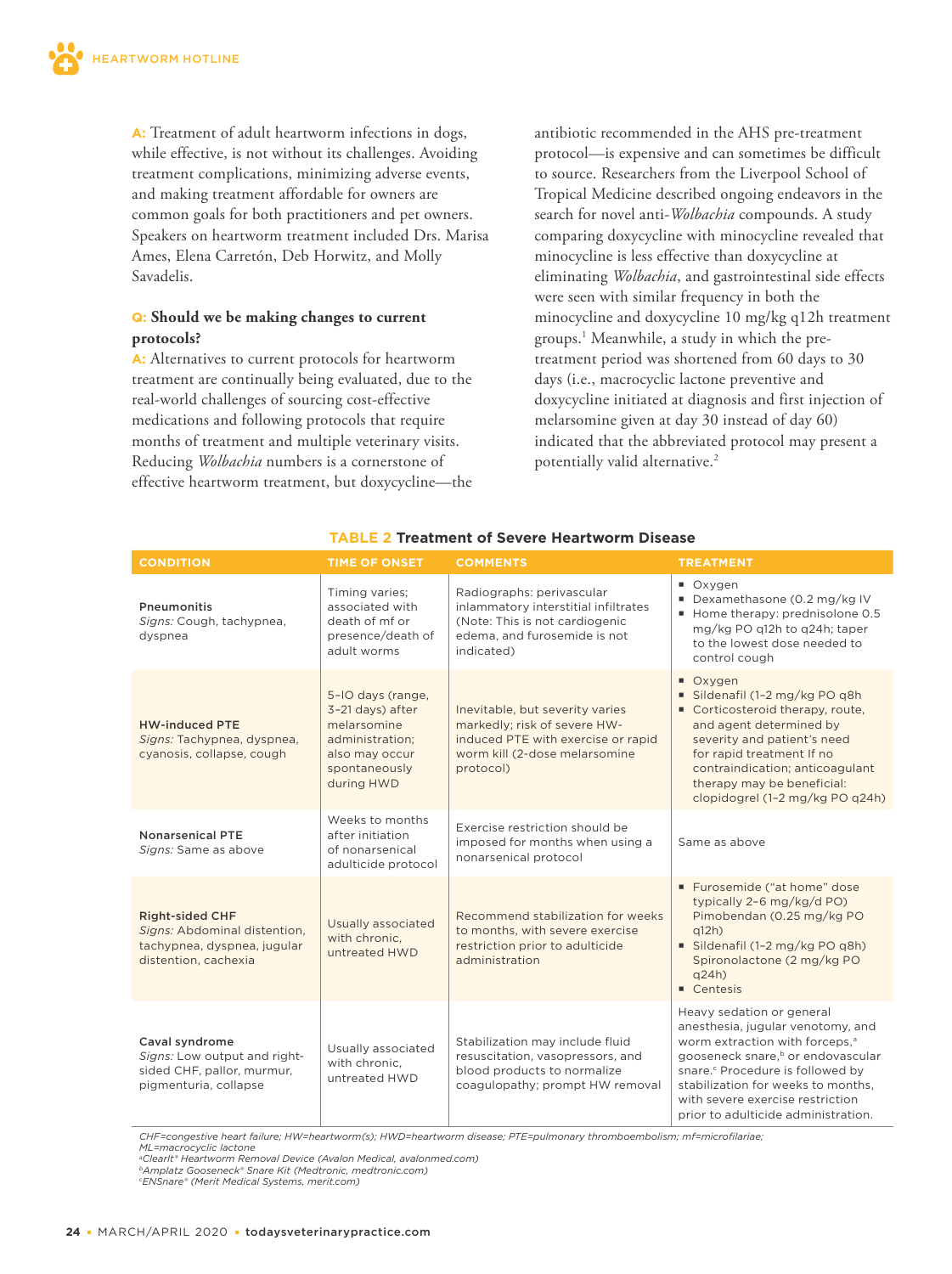**A:** Treatment of adult heartworm infections in dogs, while effective, is not without its challenges. Avoiding treatment complications, minimizing adverse events, and making treatment affordable for owners are common goals for both practitioners and pet owners. Speakers on heartworm treatment included Drs. Marisa Ames, Elena Carretón, Deb Horwitz, and Molly Savadelis.

**Q: Should we be making changes to current protocols?**

**A:** Alternatives to current protocols for heartworm treatment are continually being evaluated, due to the real-world challenges of sourcing cost-effective medications and following protocols that require months of treatment and multiple veterinary visits. Reducing *Wolbachia* numbers is a cornerstone of effective heartworm treatment, but doxycycline—the antibiotic recommended in the AHS pre-treatment protocol—is expensive and can sometimes be difficult to source. Researchers from the Liverpool School of Tropical Medicine described ongoing endeavors in the search for novel anti-*Wolbachia* compounds. A study comparing doxycycline with minocycline revealed that minocycline is less effective than doxycycline at eliminating *Wolbachia*, and gastrointestinal side effects were seen with similar frequency in both the minocycline and doxycycline 10 mg/kg q12h treatment groups.[1] Meanwhile, a study in which the pre-treatment period was shortened from 60 days to 30 days (i.e., macrocyclic lactone preventive and doxycycline initiated at diagnosis and first injection of melarsomine given at day 30 instead of day 60) indicated that the abbreviated protocol may present a potentially valid alternative.[2]

**TABLE 2 Treatment of Severe Heartworm Disease**

| CONDITION | TIME OF ONSET | COMMENTS | TREATMENT |
|---|---|---|---|
| **Pneumonitis**<br>*Signs:* Cough, tachypnea, dyspnea | Timing varies; associated with death of mf or presence/death of adult worms | Radiographs: perivascular inflammatory interstitial infiltrates (Note: This is not cardiogenic edema, and furosemide is not indicated) | ▪ Oxygen<br>▪ Dexamethasone (0.2 mg/kg IV<br>▪ Home therapy: prednisolone 0.5 mg/kg PO q12h to q24h; taper to the lowest dose needed to control cough |
| **HW-induced PTE**<br>*Signs:* Tachypnea, dyspnea, cyanosis, collapse, cough | 5–10 days (range, 3–21 days) after melarsomine administration; also may occur spontaneously during HWD | Inevitable, but severity varies markedly; risk of severe HW-induced PTE with exercise or rapid worm kill (2-dose melarsomine protocol) | ▪ Oxygen<br>▪ Sildenafil (1–2 mg/kg PO q8h<br>▪ Corticosteroid therapy, route, and agent determined by severity and patient's need for rapid treatment If no contraindication; anticoagulant therapy may be beneficial: clopidogrel (1–2 mg/kg PO q24h) |
| **Nonarsenical PTE**<br>*Signs:* Same as above | Weeks to months after initiation of nonarsenical adulticide protocol | Exercise restriction should be imposed for months when using a nonarsenical protocol | Same as above |
| **Right-sided CHF**<br>*Signs:* Abdominal distention, tachypnea, dyspnea, jugular distention, cachexia | Usually associated with chronic, untreated HWD | Recommend stabilization for weeks to months, with severe exercise restriction prior to adulticide administration | ▪ Furosemide ("at home" dose typically 2–6 mg/kg/d PO) Pimobendan (0.25 mg/kg PO q12h)<br>▪ Sildenafil (1–2 mg/kg PO q8h) Spironolactone (2 mg/kg PO q24h)<br>▪ Centesis |
| **Caval syndrome**<br>*Signs:* Low output and right-sided CHF, pallor, murmur, pigmenturia, collapse | Usually associated with chronic, untreated HWD | Stabilization may include fluid resuscitation, vasopressors, and blood products to normalize coagulopathy; prompt HW removal | Heavy sedation or general anesthesia, jugular venotomy, and worm extraction with forceps,[a] gooseneck snare,[b] or endovascular snare.[c] Procedure is followed by stabilization for weeks to months, with severe exercise restriction prior to adulticide administration. |

CHF=congestive heart failure; HW=heartworm(s); HWD=heartworm disease; PTE=pulmonary thromboembolism; mf=microfilariae; ML=macrocyclic lactone
[a]ClearIt® Heartworm Removal Device (Avalon Medical, avalonmed.com)
[b]Amplatz Gooseneck® Snare Kit (Medtronic, medtronic.com)
[c]ENSnare® (Merit Medical Systems, merit.com)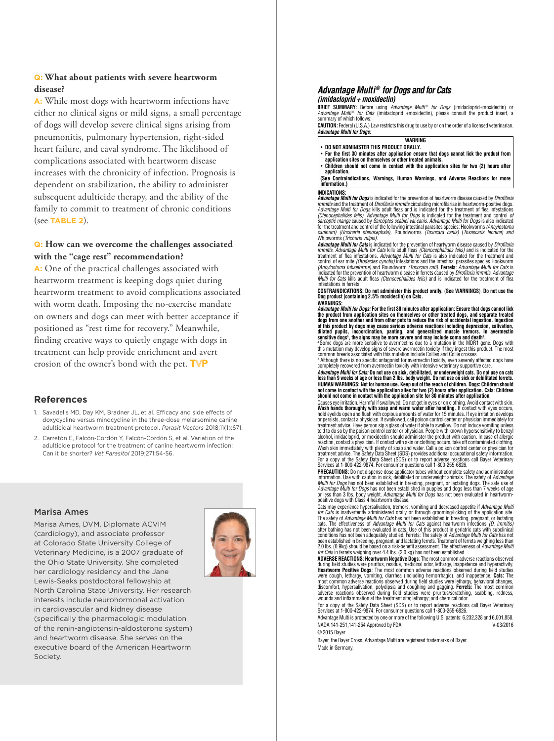**Q: What about patients with severe heartworm disease?**

**A:** While most dogs with heartworm infections have either no clinical signs or mild signs, a small percentage of dogs will develop severe clinical signs arising from pneumonitis, pulmonary hypertension, right-sided heart failure, and caval syndrome. The likelihood of complications associated with heartworm disease increases with the chronicity of infection. Prognosis is dependent on stabilization, the ability to administer subsequent adulticide therapy, and the ability of the family to commit to treatment of chronic conditions (see **TABLE 2**).

**Q: How can we overcome the challenges associated with the "cage rest" recommendation?**

**A:** One of the practical challenges associated with heartworm treatment is keeping dogs quiet during heartworm treatment to avoid complications associated with worm death. Imposing the no-exercise mandate on owners and dogs can meet with better acceptance if positioned as "rest time for recovery." Meanwhile, finding creative ways to quietly engage with dogs in treatment can help provide enrichment and avert erosion of the owner's bond with the pet. TVP

## References

1. Savadelis MD, Day KM, Bradner JL, et al. Efficacy and side effects of doxycycline versus minocycline in the three-dose melarsomine canine adulticidal heartworm treatment protocol. *Parasit Vectors* 2018;11(1):671.
2. Carretón E, Falcón-Cordón Y, Falcón-Cordón S, et al. Variation of the adulticide protocol for the treatment of canine heartworm infection: Can it be shorter? *Vet Parasitol* 2019;271:54-56.

### Marisa Ames

Marisa Ames, DVM, Diplomate ACVIM (cardiology), and associate professor at Colorado State University College of Veterinary Medicine, is a 2007 graduate of the Ohio State University. She completed her cardiology residency and the Jane Lewis-Seaks postdoctoral fellowship at North Carolina State University. Her research interests include neurohormonal activation in cardiovascular and kidney disease (specifically the pharmacologic modulation of the renin-angiotensin-aldosterone system) and heartworm disease. She serves on the executive board of the American Heartworm Society.

## *Advantage Multi® for Dogs and for Cats*

***(imidacloprid + moxidectin)***

**BRIEF SUMMARY:** Before using *Advantage Multi® for Dogs* (imidacloprid+moxidectin) or *Advantage Multi® for Cats* (imidacloprid +moxidectin), please consult the product insert, a summary of which follows:

**CAUTION:** Federal (U.S.A.) Law restricts this drug to use by or on the order of a licensed veterinarian.

***Advantage Multi for Dogs:***

**WARNING**

- **DO NOT ADMINISTER THIS PRODUCT ORALLY.**
- **For the first 30 minutes after application ensure that dogs cannot lick the product from application sites on themselves or other treated animals.**
- **Children should not come in contact with the application sites for two (2) hours after application.**

**(See Contraindications, Warnings, Human Warnings, and Adverse Reactions for more information.)**

**INDICATIONS:**

***Advantage Multi for Dogs*** is indicated for the prevention of heartworm disease caused by *Dirofilaria immitis* and the treatment of *Dirofilaria immitis* circulating microfilariae in heartworm-positive dogs. *Advantage Multi for Dogs* kills adult fleas and is indicated for the treatment of flea infestations *(Ctenocephalides felis)*. *Advantage Multi for Dogs* is indicated for the treatment and control of *sarcoptic mange* caused by *Sarcoptes scabiei var.canis*. *Advantage Multi for Dogs* is also indicated for the treatment and control of the following intestinal parasites species: Hookworms *(Ancylostoma caninum) (Uncinaria stenocephala)*, Roundworms *(Toxocara canis) (Toxascaris leonina)* and Whipworms *(Trichuris vulpis)*.

***Advantage Multi for Cats*** is indicated for the prevention of heartworm disease caused by *Dirofilaria immitis*. *Advantage Multi for Cats* kills adult fleas *(Ctenocephalides felis)* and is indicated for the treatment of flea infestations. *Advantage Multi for Cats* is also indicated for the treatment and control of ear mite *(Otodectes cynotis)* infestations and the intestinal parasites species Hookworm *(Ancylostoma tubaeforme)* and Roundworm *(Toxocara cati)*. **Ferrets:** *Advantage Multi for Cats* is indicated for the prevention of heartworm disease in ferrets caused by *Dirofilaria immitis*. *Advantage Multi for Cats* kills adult fleas *(Ctenocephalides felis)* and is indicated for the treatment of flea infestations in ferrets.

**CONTRAINDICATIONS: Do not administer this product orally. (See WARNINGS). Do not use the Dog product (containing 2.5% moxidectin) on Cats.**

**WARNINGS:**

***Advantage Multi for Dogs:*** **For the first 30 minutes after application: Ensure that dogs cannot lick the product from application sites on themselves or other treated dogs, and separate treated dogs from one another and from other pets to reduce the risk of accidental ingestion. Ingestion of this product by dogs may cause serious adverse reactions including depression, salivation, dilated pupils, incoordination, panting, and generalized muscle tremors. In avermectin sensitive dogs[a], the signs may be more severe and may include coma and death[b].**

[a] Some dogs are more sensitive to avermectins due to a mutation in the MDR1 gene. Dogs with this mutation may develop signs of severe avermectin toxicity if they ingest this product. The most common breeds associated with this mutation include Collies and Collie crosses.

[b] Although there is no specific antagonist for avermectin toxicity, even severely affected dogs have completely recovered from avermectin toxicity with intensive veterinary supportive care.

***Advantage Multi for Cats:*** **Do not use on sick, debilitated, or underweight cats. Do not use on cats less than 9 weeks of age or less than 2 lbs. body weight. Do not use on sick or debilitated ferrets.**

**HUMAN WARNINGS: Not for human use. Keep out of the reach of children. Dogs: Children should not come in contact with the application sites for two (2) hours after application. Cats: Children should not come in contact with the application site for 30 minutes after application.**

Causes eye irritation. Harmful if swallowed. Do not get in eyes or on clothing. Avoid contact with skin. **Wash hands thoroughly with soap and warm water after handling.** If contact with eyes occurs, hold eyelids open and flush with copious amounts of water for 15 minutes. If eye irritation develops or persists, contact a physician. If swallowed, call poison control center or physician immediately for treatment advice. Have person sip a glass of water if able to swallow. Do not induce vomiting unless told to do so by the poison control center or physician. People with known hypersensitivity to benzyl alcohol, imidacloprid, or moxidectin should administer the product with caution. In case of allergic reaction, contact a physician. If contact with skin or clothing occurs, take off contaminated clothing. Wash skin immediately with plenty of soap and water. Call a poison control center or physician for treatment advice. The Safety Data Sheet (SDS) provides additional occupational safety information. For a copy of the Safety Data Sheet (SDS) or to report adverse reactions call Bayer Veterinary Services at 1-800-422-9874. For consumer questions call 1-800-255-6826.

**PRECAUTIONS:** Do not dispense dose applicator tubes without complete safety and administration information. Use with caution in sick, debilitated or underweight animals. The safety of *Advantage Multi for Dogs* has not been established in breeding, pregnant, or lactating dogs. The safe use of *Advantage Multi for Dogs* has not been established in puppies and dogs less than 7 weeks of age or less than 3 lbs. body weight. *Advantage Multi for Dogs* has not been evaluated in heartworm-positive dogs with Class 4 heartworm disease.

Cats may experience hypersalivation, tremors, vomiting and decreased appetite if *Advantage Multi for Cats* is inadvertently administered orally or through grooming/licking of the application site. The safety of *Advantage Multi for Cats* has not been established in breeding, pregnant, or lactating cats. The effectiveness of *Advantage Multi for Cats* against heartworm infections *(D. immitis)* after bathing has not been evaluated in cats. Use of this product in geriatric cats with subclinical conditions has not been adequately studied. Ferrets: The safety of *Advantage Multi for Cats* has not been established in breeding, pregnant, and lactating ferrets. Treatment of ferrets weighing less than 2.0 lbs. (0.9kg) should be based on a risk-benefit assessment. The effectiveness of *Advantage Multi for Cats* in ferrets weighing over 4.4 lbs. (2.0 kg) has not been established.

**ADVERSE REACTIONS: Heartworm Negative Dogs**: The most common adverse reactions observed during field studies were pruritus, residue, medicinal odor, lethargy, inappetence and hyperactivity. **Heartworm Positive Dogs:** The most common adverse reactions observed during field studies were cough, lethargy, vomiting, diarrhea (including hemorrhagic), and inappetence. **Cats:** The most common adverse reactions observed during field studies were lethargy, behavioral changes, discomfort, hypersalivation, polydipsia and coughing and gagging. **Ferrets:** The most common adverse reactions observed during field studies were pruritus/scratching, scabbing, redness, wounds and inflammation at the treatment site; lethargy; and chemical odor.

For a copy of the Safety Data Sheet (SDS) or to report adverse reactions call Bayer Veterinary Services at 1-800-422-9874. For consumer questions call 1-800-255-6826.

Advantage Multi is protected by one or more of the following U.S. patents: 6,232,328 and 6,001,858.

NADA 141-251,141-254 Approved by FDA V-03/2016

© 2015 Bayer

Bayer, the Bayer Cross, Advantage Multi are registered trademarks of Bayer.

Made in Germany.